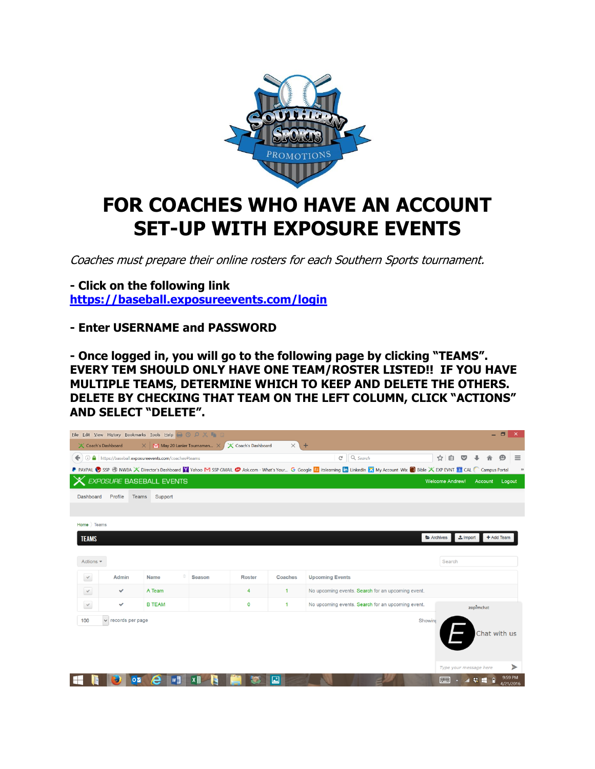# FOR COACHES WHO HAVE AN ACCOUNT SET-UP WITH EXPOSURE EVENTS

*Coaches must prepare their online rosters for each Southern Sports tournament.*

**- Click on the following link**
**https://baseball.exposureevents.com/login**

**- Enter USERNAME and PASSWORD**

**- Once logged in, you will go to the following page by clicking "TEAMS". EVERY TEM SHOULD ONLY HAVE ONE TEAM/ROSTER LISTED!! IF YOU HAVE MULTIPLE TEAMS, DETERMINE WHICH TO KEEP AND DELETE THE OTHERS. DELETE BY CHECKING THAT TEAM ON THE LEFT COLUMN, CLICK "ACTIONS" AND SELECT "DELETE".**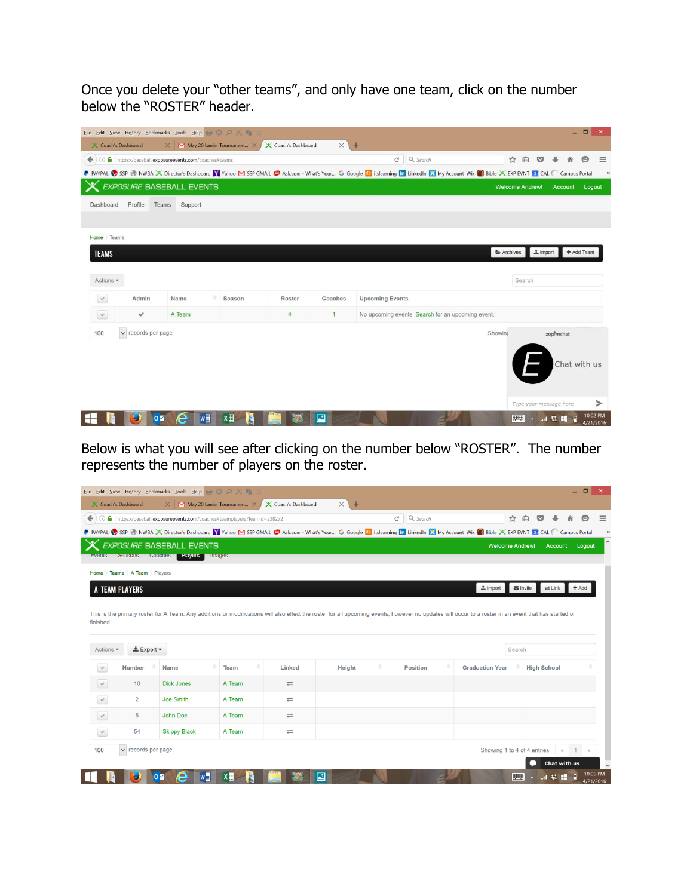Once you delete your "other teams", and only have one team, click on the number below the "ROSTER" header.

Below is what you will see after clicking on the number below "ROSTER". The number represents the number of players on the roster.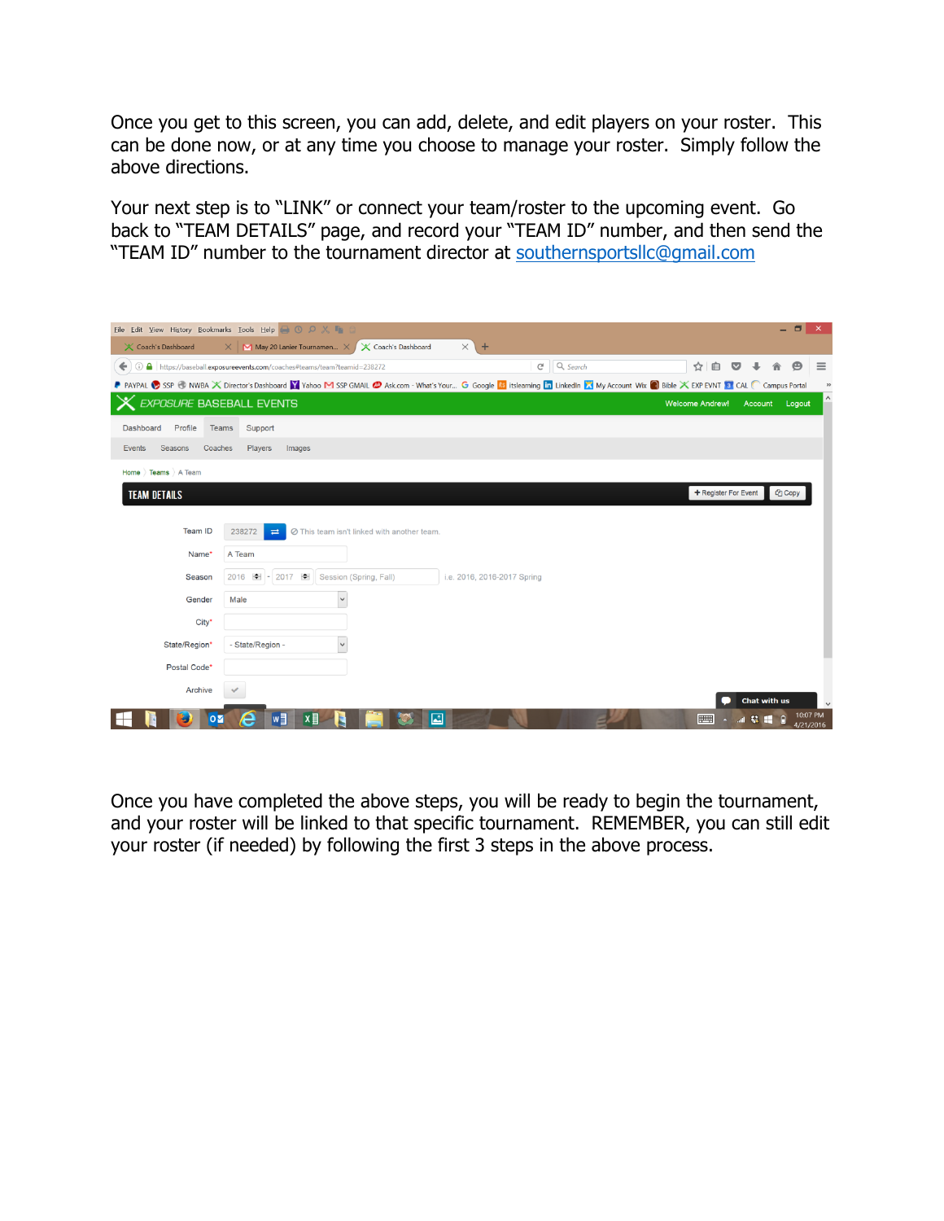Once you get to this screen, you can add, delete, and edit players on your roster. This can be done now, or at any time you choose to manage your roster. Simply follow the above directions.

Your next step is to "LINK" or connect your team/roster to the upcoming event. Go back to "TEAM DETAILS" page, and record your "TEAM ID" number, and then send the "TEAM ID" number to the tournament director at southernsportsllc@gmail.com

Once you have completed the above steps, you will be ready to begin the tournament, and your roster will be linked to that specific tournament. REMEMBER, you can still edit your roster (if needed) by following the first 3 steps in the above process.